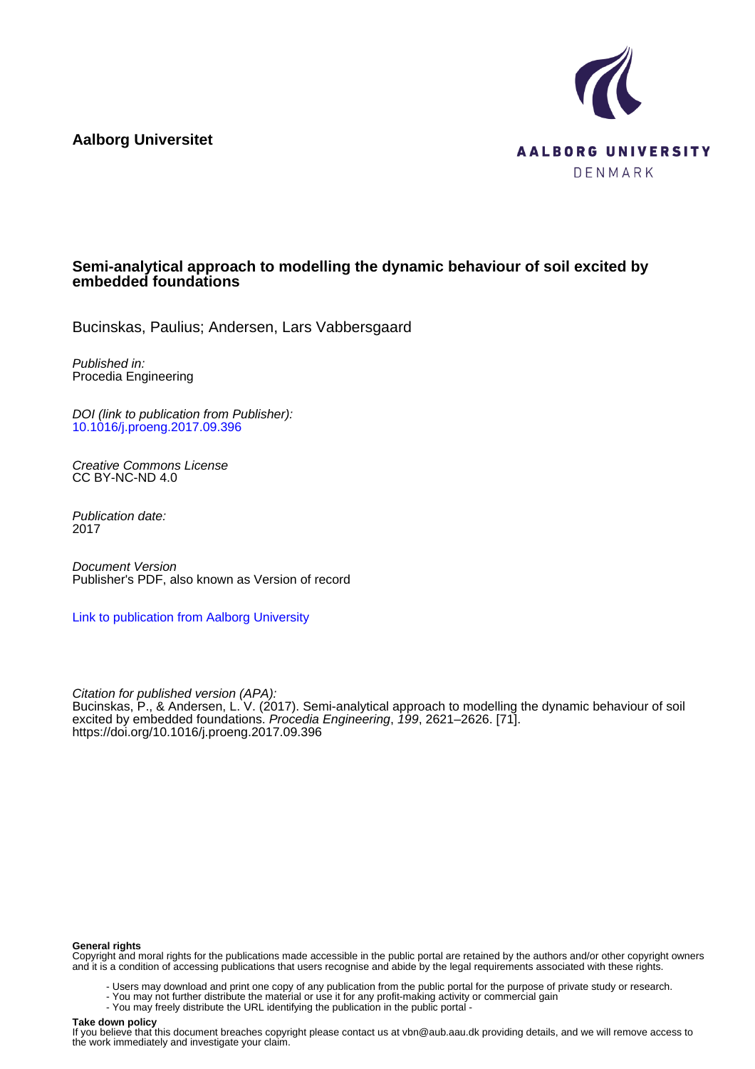Aalborg Universitet

AALBORG UNIVERSITY DENMARK

# Semi-analytical approach to modelling the dynamic behaviour of soil excited by embedded foundations

Bucinskas, Paulius; Andersen, Lars Vabbersgaard

*Published in:*
Procedia Engineering

*DOI (link to publication from Publisher):*
10.1016/j.proeng.2017.09.396

*Creative Commons License*
CC BY-NC-ND 4.0

*Publication date:*
2017

*Document Version*
Publisher's PDF, also known as Version of record

Link to publication from Aalborg University

*Citation for published version (APA):*
Bucinskas, P., & Andersen, L. V. (2017). Semi-analytical approach to modelling the dynamic behaviour of soil excited by embedded foundations. *Procedia Engineering*, *199*, 2621–2626. [71]. https://doi.org/10.1016/j.proeng.2017.09.396

**General rights**
Copyright and moral rights for the publications made accessible in the public portal are retained by the authors and/or other copyright owners and it is a condition of accessing publications that users recognise and abide by the legal requirements associated with these rights.

- Users may download and print one copy of any publication from the public portal for the purpose of private study or research.
- You may not further distribute the material or use it for any profit-making activity or commercial gain
- You may freely distribute the URL identifying the publication in the public portal -

**Take down policy**
If you believe that this document breaches copyright please contact us at vbn@aub.aau.dk providing details, and we will remove access to the work immediately and investigate your claim.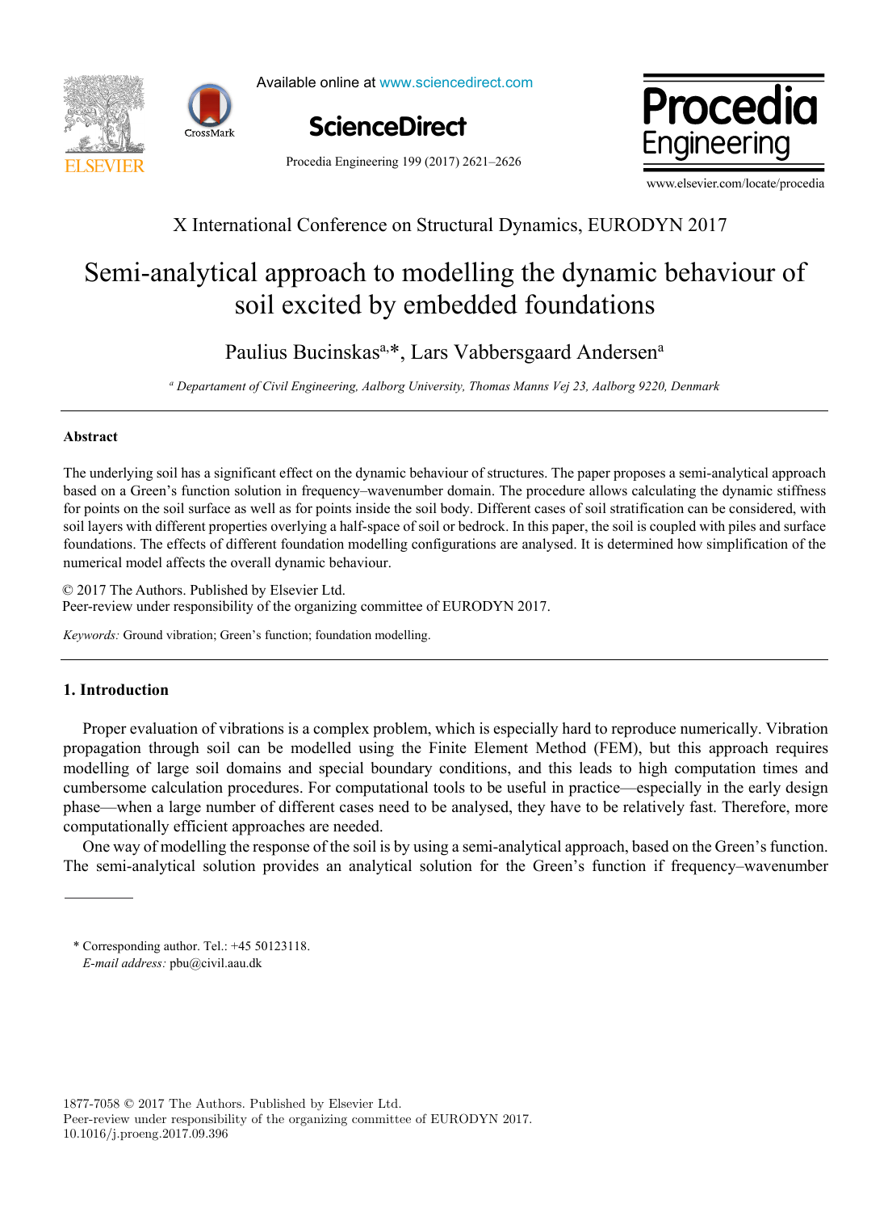X International Conference on Structural Dynamics, EURODYN 2017

# Semi-analytical approach to modelling the dynamic behaviour of soil excited by embedded foundations

Paulius Bucinskas[a,*], Lars Vabbersgaard Andersen[a]

[a] *Departament of Civil Engineering, Aalborg University, Thomas Manns Vej 23, Aalborg 9220, Denmark*

## Abstract

The underlying soil has a significant effect on the dynamic behaviour of structures. The paper proposes a semi-analytical approach based on a Green's function solution in frequency–wavenumber domain. The procedure allows calculating the dynamic stiffness for points on the soil surface as well as for points inside the soil body. Different cases of soil stratification can be considered, with soil layers with different properties overlying a half-space of soil or bedrock. In this paper, the soil is coupled with piles and surface foundations. The effects of different foundation modelling configurations are analysed. It is determined how simplification of the numerical model affects the overall dynamic behaviour.

© 2017 The Authors. Published by Elsevier Ltd.
Peer-review under responsibility of the organizing committee of EURODYN 2017.

*Keywords:* Ground vibration; Green's function; foundation modelling.

## 1. Introduction

Proper evaluation of vibrations is a complex problem, which is especially hard to reproduce numerically. Vibration propagation through soil can be modelled using the Finite Element Method (FEM), but this approach requires modelling of large soil domains and special boundary conditions, and this leads to high computation times and cumbersome calculation procedures. For computational tools to be useful in practice—especially in the early design phase—when a large number of different cases need to be analysed, they have to be relatively fast. Therefore, more computationally efficient approaches are needed.

One way of modelling the response of the soil is by using a semi-analytical approach, based on the Green's function. The semi-analytical solution provides an analytical solution for the Green's function if frequency–wavenumber

---

\* Corresponding author. Tel.: +45 50123118.
*E-mail address:* pbu@civil.aau.dk

1877-7058 © 2017 The Authors. Published by Elsevier Ltd.
Peer-review under responsibility of the organizing committee of EURODYN 2017.
10.1016/j.proeng.2017.09.396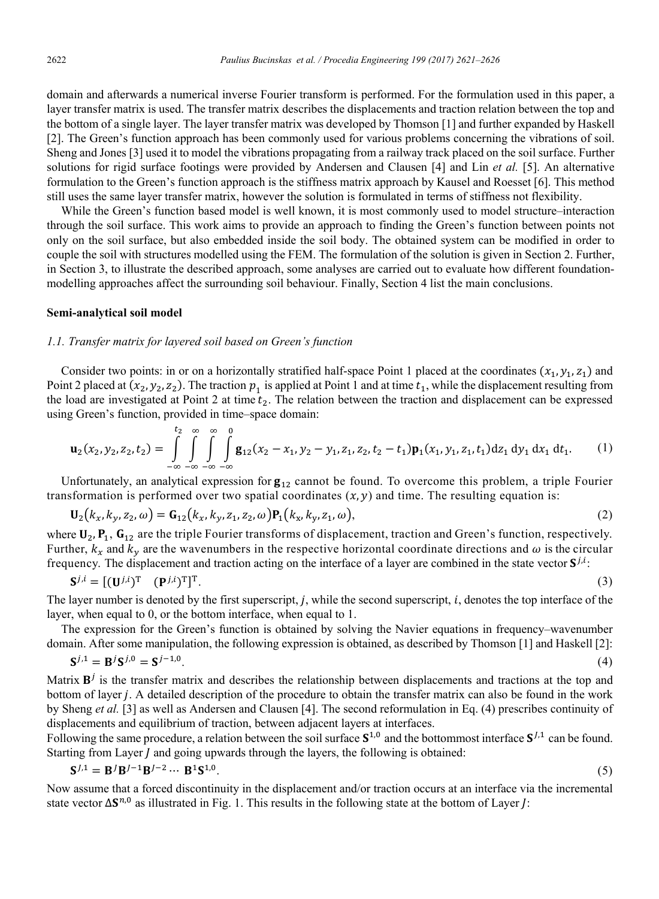domain and afterwards a numerical inverse Fourier transform is performed. For the formulation used in this paper, a layer transfer matrix is used. The transfer matrix describes the displacements and traction relation between the top and the bottom of a single layer. The layer transfer matrix was developed by Thomson [1] and further expanded by Haskell [2]. The Green's function approach has been commonly used for various problems concerning the vibrations of soil. Sheng and Jones [3] used it to model the vibrations propagating from a railway track placed on the soil surface. Further solutions for rigid surface footings were provided by Andersen and Clausen [4] and Lin *et al.* [5]. An alternative formulation to the Green's function approach is the stiffness matrix approach by Kausel and Roesset [6]. This method still uses the same layer transfer matrix, however the solution is formulated in terms of stiffness not flexibility.

While the Green's function based model is well known, it is most commonly used to model structure–interaction through the soil surface. This work aims to provide an approach to finding the Green's function between points not only on the soil surface, but also embedded inside the soil body. The obtained system can be modified in order to couple the soil with structures modelled using the FEM. The formulation of the solution is given in Section 2. Further, in Section 3, to illustrate the described approach, some analyses are carried out to evaluate how different foundation-modelling approaches affect the surrounding soil behaviour. Finally, Section 4 list the main conclusions.

## Semi-analytical soil model

### *1.1. Transfer matrix for layered soil based on Green's function*

Consider two points: in or on a horizontally stratified half-space Point 1 placed at the coordinates $(x_1, y_1, z_1)$ and Point 2 placed at $(x_2, y_2, z_2)$. The traction $p_1$ is applied at Point 1 and at time $t_1$, while the displacement resulting from the load are investigated at Point 2 at time $t_2$. The relation between the traction and displacement can be expressed using Green's function, provided in time–space domain:

$$\mathbf{u}_2(x_2, y_2, z_2, t_2) = \int_{-\infty}^{t_2} \int_{-\infty}^{\infty} \int_{-\infty}^{\infty} \int_{-\infty}^{0} \mathbf{g}_{12}(x_2 - x_1, y_2 - y_1, z_1, z_2, t_2 - t_1)\mathbf{p}_1(x_1, y_1, z_1, t_1) \mathrm{d}z_1\, \mathrm{d}y_1\, \mathrm{d}x_1\, \mathrm{d}t_1. \tag{1}$$

Unfortunately, an analytical expression for $\mathbf{g}_{12}$ cannot be found. To overcome this problem, a triple Fourier transformation is performed over two spatial coordinates $(x, y)$ and time. The resulting equation is:

$$\mathbf{U}_2(k_x, k_y, z_2, \omega) = \mathbf{G}_{12}(k_x, k_y, z_1, z_2, \omega)\mathbf{P}_1(k_x, k_y, z_1, \omega), \tag{2}$$

where $\mathbf{U}_2$, $\mathbf{P}_1$, $\mathbf{G}_{12}$ are the triple Fourier transforms of displacement, traction and Green's function, respectively. Further, $k_x$ and $k_y$ are the wavenumbers in the respective horizontal coordinate directions and $\omega$ is the circular frequency. The displacement and traction acting on the interface of a layer are combined in the state vector $\mathbf{S}^{j,i}$:

$$\mathbf{S}^{j,i} = [(\mathbf{U}^{j,i})^{\mathrm{T}} \quad (\mathbf{P}^{j,i})^{\mathrm{T}}]^{\mathrm{T}}. \tag{3}$$

The layer number is denoted by the first superscript, $j$, while the second superscript, $i$, denotes the top interface of the layer, when equal to 0, or the bottom interface, when equal to 1.

The expression for the Green's function is obtained by solving the Navier equations in frequency–wavenumber domain. After some manipulation, the following expression is obtained, as described by Thomson [1] and Haskell [2]:

$$\mathbf{S}^{j,1} = \mathbf{B}^{j}\mathbf{S}^{j,0} = \mathbf{S}^{j-1,0}. \tag{4}$$

Matrix $\mathbf{B}^{j}$ is the transfer matrix and describes the relationship between displacements and tractions at the top and bottom of layer $j$. A detailed description of the procedure to obtain the transfer matrix can also be found in the work by Sheng *et al.* [3] as well as Andersen and Clausen [4]. The second reformulation in Eq. (4) prescribes continuity of displacements and equilibrium of traction, between adjacent layers at interfaces.

Following the same procedure, a relation between the soil surface $\mathbf{S}^{1,0}$ and the bottommost interface $\mathbf{S}^{J,1}$ can be found. Starting from Layer $J$ and going upwards through the layers, the following is obtained:

$$\mathbf{S}^{J,1} = \mathbf{B}^{J}\mathbf{B}^{J-1}\mathbf{B}^{J-2} \cdots\ \mathbf{B}^{1}\mathbf{S}^{1,0}. \tag{5}$$

Now assume that a forced discontinuity in the displacement and/or traction occurs at an interface via the incremental state vector $\Delta\mathbf{S}^{n,0}$ as illustrated in Fig. 1. This results in the following state at the bottom of Layer $J$: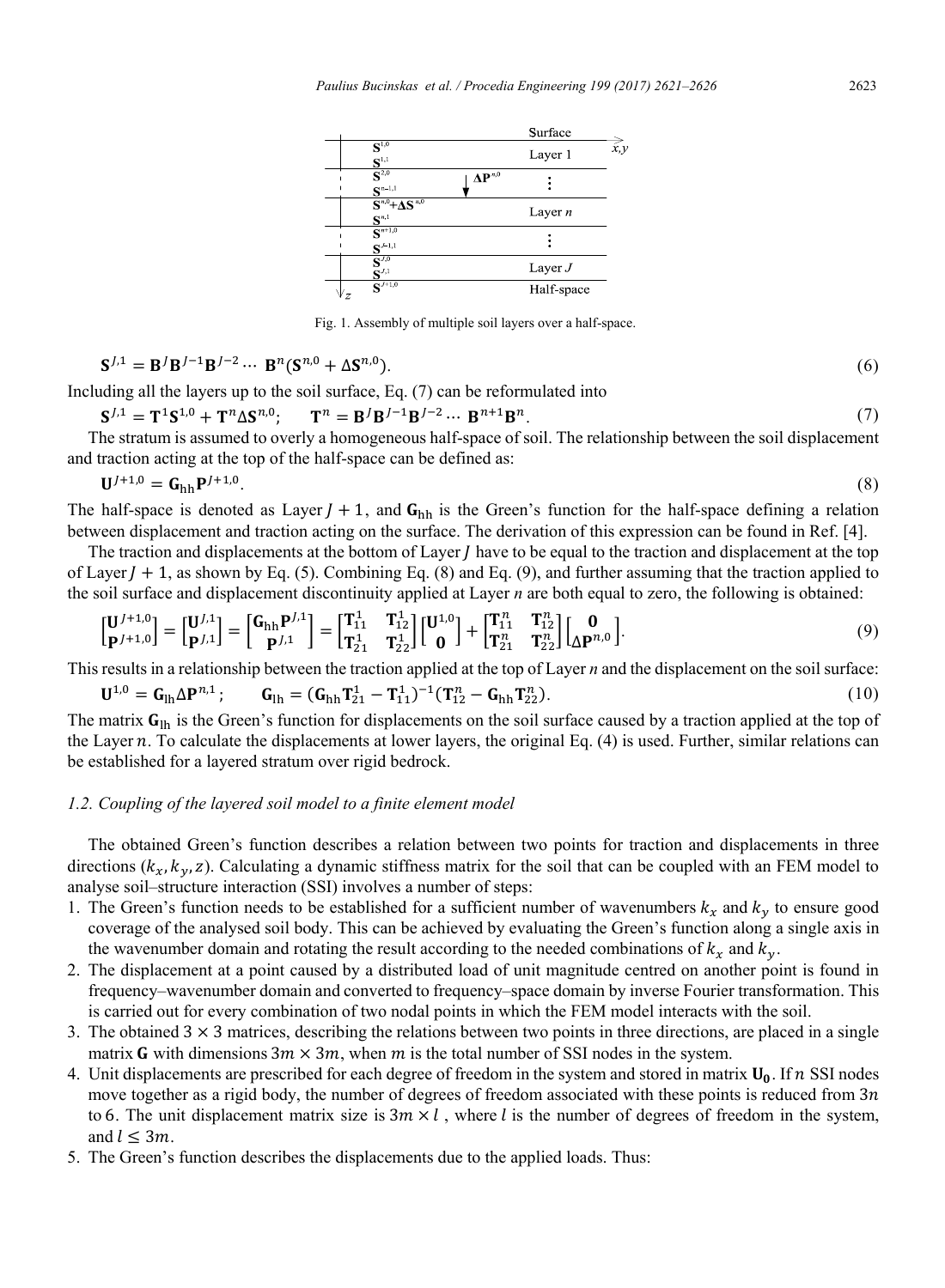Fig. 1. Assembly of multiple soil layers over a half-space.

$$\mathbf{S}^{J,1} = \mathbf{B}^{J}\mathbf{B}^{J-1}\mathbf{B}^{J-2}\cdots\ \mathbf{B}^{n}(\mathbf{S}^{n,0} + \Delta\mathbf{S}^{n,0}). \tag{6}$$

Including all the layers up to the soil surface, Eq. (7) can be reformulated into

$$\mathbf{S}^{J,1} = \mathbf{T}^{1}\mathbf{S}^{1,0} + \mathbf{T}^{n}\Delta\mathbf{S}^{n,0}; \qquad \mathbf{T}^{n} = \mathbf{B}^{J}\mathbf{B}^{J-1}\mathbf{B}^{J-2}\cdots\ \mathbf{B}^{n+1}\mathbf{B}^{n}. \tag{7}$$

The stratum is assumed to overly a homogeneous half-space of soil. The relationship between the soil displacement and traction acting at the top of the half-space can be defined as:

$$\mathbf{U}^{J+1,0} = \mathbf{G}_{\mathrm{hh}}\mathbf{P}^{J+1,0}. \tag{8}$$

The half-space is denoted as Layer $J+1$, and $\mathbf{G}_{\mathrm{hh}}$ is the Green's function for the half-space defining a relation between displacement and traction acting on the surface. The derivation of this expression can be found in Ref. [4].

The traction and displacements at the bottom of Layer $J$ have to be equal to the traction and displacement at the top of Layer $J+1$, as shown by Eq. (5). Combining Eq. (8) and Eq. (9), and further assuming that the traction applied to the soil surface and displacement discontinuity applied at Layer *n* are both equal to zero, the following is obtained:

$$\begin{bmatrix}\mathbf{U}^{J+1,0}\\ \mathbf{P}^{J+1,0}\end{bmatrix} = \begin{bmatrix}\mathbf{U}^{J,1}\\ \mathbf{P}^{J,1}\end{bmatrix} = \begin{bmatrix}\mathbf{G}_{\mathrm{hh}}\mathbf{P}^{J,1}\\ \mathbf{P}^{J,1}\end{bmatrix} = \begin{bmatrix}\mathbf{T}_{11}^{1} & \mathbf{T}_{12}^{1}\\ \mathbf{T}_{21}^{1} & \mathbf{T}_{22}^{1}\end{bmatrix}\begin{bmatrix}\mathbf{U}^{1,0}\\ \mathbf{0}\end{bmatrix} + \begin{bmatrix}\mathbf{T}_{11}^{n} & \mathbf{T}_{12}^{n}\\ \mathbf{T}_{21}^{n} & \mathbf{T}_{22}^{n}\end{bmatrix}\begin{bmatrix}\mathbf{0}\\ \Delta\mathbf{P}^{n,0}\end{bmatrix}. \tag{9}$$

This results in a relationship between the traction applied at the top of Layer *n* and the displacement on the soil surface:

$$\mathbf{U}^{1,0} = \mathbf{G}_{\mathrm{lh}}\Delta\mathbf{P}^{n,1}; \qquad \mathbf{G}_{\mathrm{lh}} = (\mathbf{G}_{\mathrm{hh}}\mathbf{T}_{21}^{1} - \mathbf{T}_{11}^{1})^{-1}(\mathbf{T}_{12}^{n} - \mathbf{G}_{\mathrm{hh}}\mathbf{T}_{22}^{n}). \tag{10}$$

The matrix $\mathbf{G}_{\mathrm{lh}}$ is the Green's function for displacements on the soil surface caused by a traction applied at the top of the Layer $n$. To calculate the displacements at lower layers, the original Eq. (4) is used. Further, similar relations can be established for a layered stratum over rigid bedrock.

### *1.2. Coupling of the layered soil model to a finite element model*

The obtained Green's function describes a relation between two points for traction and displacements in three directions ($k_x, k_y, z$). Calculating a dynamic stiffness matrix for the soil that can be coupled with an FEM model to analyse soil–structure interaction (SSI) involves a number of steps:

1. The Green's function needs to be established for a sufficient number of wavenumbers $k_x$ and $k_y$ to ensure good coverage of the analysed soil body. This can be achieved by evaluating the Green's function along a single axis in the wavenumber domain and rotating the result according to the needed combinations of $k_x$ and $k_y$.
2. The displacement at a point caused by a distributed load of unit magnitude centred on another point is found in frequency–wavenumber domain and converted to frequency–space domain by inverse Fourier transformation. This is carried out for every combination of two nodal points in which the FEM model interacts with the soil.
3. The obtained $3 \times 3$ matrices, describing the relations between two points in three directions, are placed in a single matrix $\mathbf{G}$ with dimensions $3m \times 3m$, when $m$ is the total number of SSI nodes in the system.
4. Unit displacements are prescribed for each degree of freedom in the system and stored in matrix $\mathbf{U_0}$. If $n$ SSI nodes move together as a rigid body, the number of degrees of freedom associated with these points is reduced from $3n$ to 6. The unit displacement matrix size is $3m \times l$ , where $l$ is the number of degrees of freedom in the system, and $l \leq 3m$.
5. The Green's function describes the displacements due to the applied loads. Thus: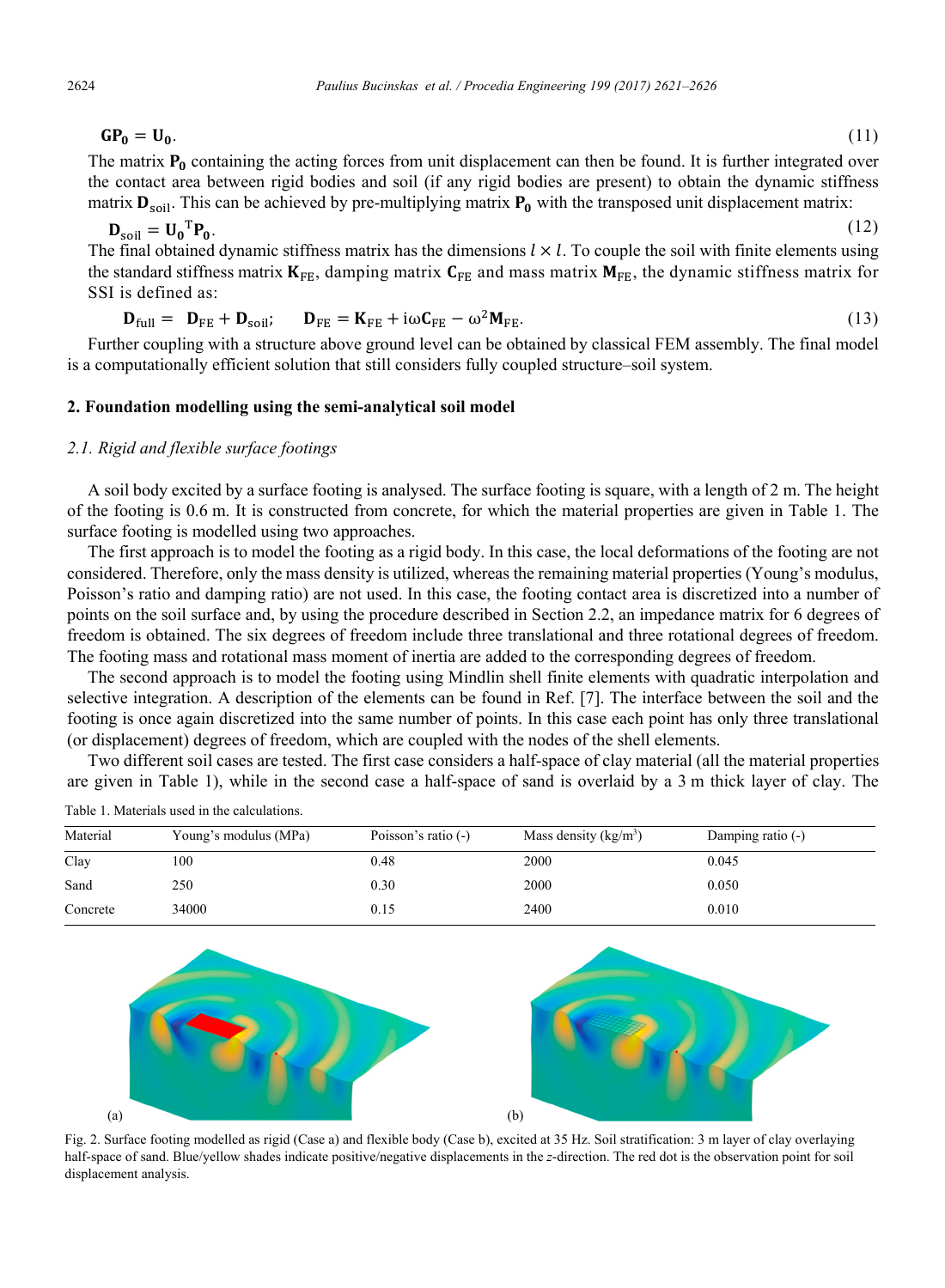$$\mathbf{G}\mathbf{P_0} = \mathbf{U_0}. \tag{11}$$

The matrix $\mathbf{P_0}$ containing the acting forces from unit displacement can then be found. It is further integrated over the contact area between rigid bodies and soil (if any rigid bodies are present) to obtain the dynamic stiffness matrix $\mathbf{D}_{\text{soil}}$. This can be achieved by pre-multiplying matrix $\mathbf{P_0}$ with the transposed unit displacement matrix:

$$\mathbf{D}_{\text{soil}} = \mathbf{U_0}^{\mathrm{T}}\mathbf{P_0}. \tag{12}$$

The final obtained dynamic stiffness matrix has the dimensions $l \times l$. To couple the soil with finite elements using the standard stiffness matrix $\mathbf{K}_{\text{FE}}$, damping matrix $\mathbf{C}_{\text{FE}}$ and mass matrix $\mathbf{M}_{\text{FE}}$, the dynamic stiffness matrix for SSI is defined as:

$$\mathbf{D}_{\text{full}} = \mathbf{D}_{\text{FE}} + \mathbf{D}_{\text{soil}}; \qquad \mathbf{D}_{\text{FE}} = \mathbf{K}_{\text{FE}} + \mathrm{i}\omega\mathbf{C}_{\text{FE}} - \omega^2\mathbf{M}_{\text{FE}}. \tag{13}$$

Further coupling with a structure above ground level can be obtained by classical FEM assembly. The final model is a computationally efficient solution that still considers fully coupled structure–soil system.

## 2. Foundation modelling using the semi-analytical soil model

### *2.1. Rigid and flexible surface footings*

A soil body excited by a surface footing is analysed. The surface footing is square, with a length of 2 m. The height of the footing is 0.6 m. It is constructed from concrete, for which the material properties are given in Table 1. The surface footing is modelled using two approaches.

The first approach is to model the footing as a rigid body. In this case, the local deformations of the footing are not considered. Therefore, only the mass density is utilized, whereas the remaining material properties (Young's modulus, Poisson's ratio and damping ratio) are not used. In this case, the footing contact area is discretized into a number of points on the soil surface and, by using the procedure described in Section 2.2, an impedance matrix for 6 degrees of freedom is obtained. The six degrees of freedom include three translational and three rotational degrees of freedom. The footing mass and rotational mass moment of inertia are added to the corresponding degrees of freedom.

The second approach is to model the footing using Mindlin shell finite elements with quadratic interpolation and selective integration. A description of the elements can be found in Ref. [7]. The interface between the soil and the footing is once again discretized into the same number of points. In this case each point has only three translational (or displacement) degrees of freedom, which are coupled with the nodes of the shell elements.

Two different soil cases are tested. The first case considers a half-space of clay material (all the material properties are given in Table 1), while in the second case a half-space of sand is overlaid by a 3 m thick layer of clay. The

Table 1. Materials used in the calculations.

| Material | Young's modulus (MPa) | Poisson's ratio (-) | Mass density (kg/m$^3$) | Damping ratio (-) |
|---|---|---|---|---|
| Clay | 100 | 0.48 | 2000 | 0.045 |
| Sand | 250 | 0.30 | 2000 | 0.050 |
| Concrete | 34000 | 0.15 | 2400 | 0.010 |

Fig. 2. Surface footing modelled as rigid (Case a) and flexible body (Case b), excited at 35 Hz. Soil stratification: 3 m layer of clay overlaying half-space of sand. Blue/yellow shades indicate positive/negative displacements in the $z$-direction. The red dot is the observation point for soil displacement analysis.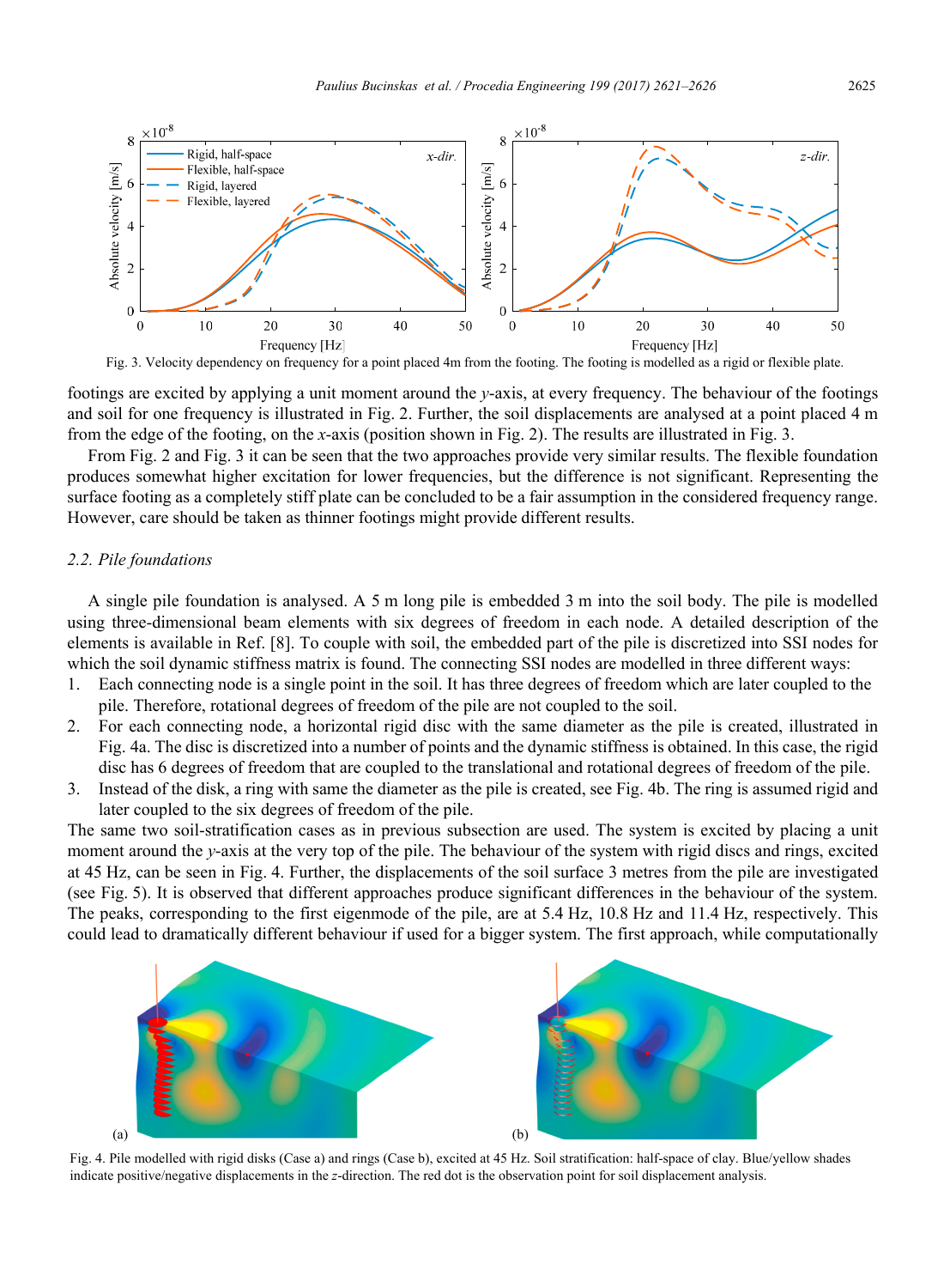Fig. 3. Velocity dependency on frequency for a point placed 4m from the footing. The footing is modelled as a rigid or flexible plate.

footings are excited by applying a unit moment around the *y*-axis, at every frequency. The behaviour of the footings and soil for one frequency is illustrated in Fig. 2. Further, the soil displacements are analysed at a point placed 4 m from the edge of the footing, on the *x*-axis (position shown in Fig. 2). The results are illustrated in Fig. 3.

From Fig. 2 and Fig. 3 it can be seen that the two approaches provide very similar results. The flexible foundation produces somewhat higher excitation for lower frequencies, but the difference is not significant. Representing the surface footing as a completely stiff plate can be concluded to be a fair assumption in the considered frequency range. However, care should be taken as thinner footings might provide different results.

### 2.2. Pile foundations

A single pile foundation is analysed. A 5 m long pile is embedded 3 m into the soil body. The pile is modelled using three-dimensional beam elements with six degrees of freedom in each node. A detailed description of the elements is available in Ref. [8]. To couple with soil, the embedded part of the pile is discretized into SSI nodes for which the soil dynamic stiffness matrix is found. The connecting SSI nodes are modelled in three different ways:

1. Each connecting node is a single point in the soil. It has three degrees of freedom which are later coupled to the pile. Therefore, rotational degrees of freedom of the pile are not coupled to the soil.
2. For each connecting node, a horizontal rigid disc with the same diameter as the pile is created, illustrated in Fig. 4a. The disc is discretized into a number of points and the dynamic stiffness is obtained. In this case, the rigid disc has 6 degrees of freedom that are coupled to the translational and rotational degrees of freedom of the pile.
3. Instead of the disk, a ring with same the diameter as the pile is created, see Fig. 4b. The ring is assumed rigid and later coupled to the six degrees of freedom of the pile.

The same two soil-stratification cases as in previous subsection are used. The system is excited by placing a unit moment around the *y*-axis at the very top of the pile. The behaviour of the system with rigid discs and rings, excited at 45 Hz, can be seen in Fig. 4. Further, the displacements of the soil surface 3 metres from the pile are investigated (see Fig. 5). It is observed that different approaches produce significant differences in the behaviour of the system. The peaks, corresponding to the first eigenmode of the pile, are at 5.4 Hz, 10.8 Hz and 11.4 Hz, respectively. This could lead to dramatically different behaviour if used for a bigger system. The first approach, while computationally

Fig. 4. Pile modelled with rigid disks (Case a) and rings (Case b), excited at 45 Hz. Soil stratification: half-space of clay. Blue/yellow shades indicate positive/negative displacements in the *z*-direction. The red dot is the observation point for soil displacement analysis.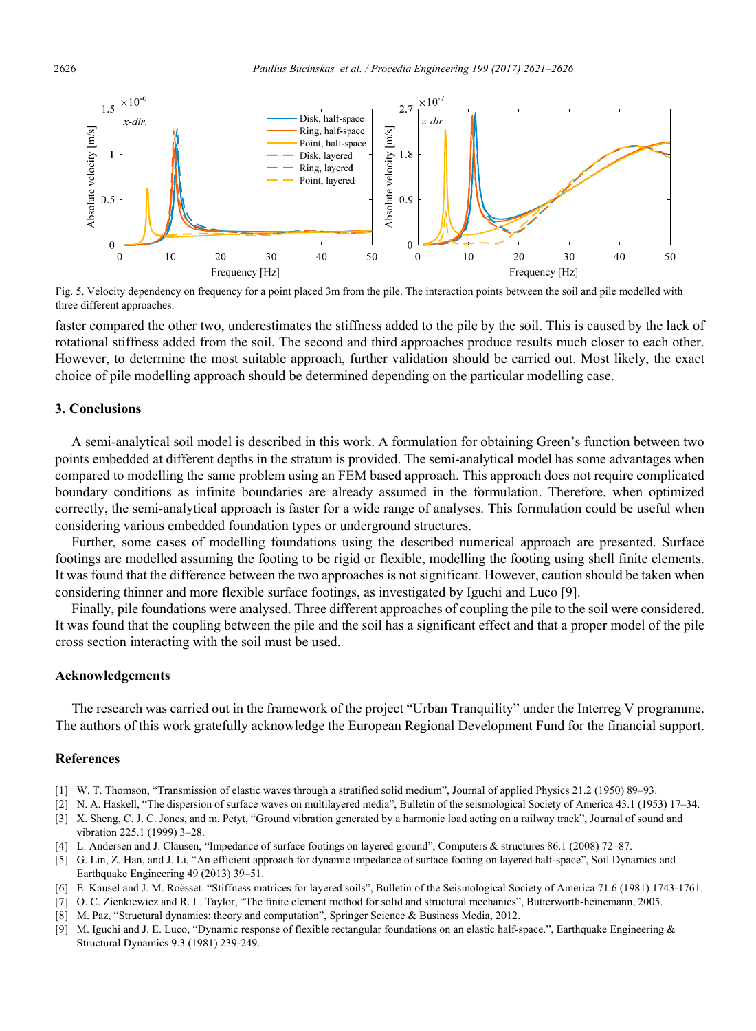x-dir.

Absolute velocity [m/s]

×10^-6

1.5

1

0.5

0

0 10 20 30 40 50

Frequency [Hz]

Disk, half-space
Ring, half-space
Point, half-space
Disk, layered
Ring, layered
Point, layered

z-dir.

Absolute velocity [m/s]

×10^-7

2.7

1.8

0.9

0

0 10 20 30 40 50

Frequency [Hz]

Fig. 5. Velocity dependency on frequency for a point placed 3m from the pile. The interaction points between the soil and pile modelled with three different approaches.

faster compared the other two, underestimates the stiffness added to the pile by the soil. This is caused by the lack of rotational stiffness added from the soil. The second and third approaches produce results much closer to each other. However, to determine the most suitable approach, further validation should be carried out. Most likely, the exact choice of pile modelling approach should be determined depending on the particular modelling case.

## 3. Conclusions

A semi-analytical soil model is described in this work. A formulation for obtaining Green's function between two points embedded at different depths in the stratum is provided. The semi-analytical model has some advantages when compared to modelling the same problem using an FEM based approach. This approach does not require complicated boundary conditions as infinite boundaries are already assumed in the formulation. Therefore, when optimized correctly, the semi-analytical approach is faster for a wide range of analyses. This formulation could be useful when considering various embedded foundation types or underground structures.

Further, some cases of modelling foundations using the described numerical approach are presented. Surface footings are modelled assuming the footing to be rigid or flexible, modelling the footing using shell finite elements. It was found that the difference between the two approaches is not significant. However, caution should be taken when considering thinner and more flexible surface footings, as investigated by Iguchi and Luco [9].

Finally, pile foundations were analysed. Three different approaches of coupling the pile to the soil were considered. It was found that the coupling between the pile and the soil has a significant effect and that a proper model of the pile cross section interacting with the soil must be used.

## Acknowledgements

The research was carried out in the framework of the project "Urban Tranquility" under the Interreg V programme. The authors of this work gratefully acknowledge the European Regional Development Fund for the financial support.

## References

- [1] W. T. Thomson, "Transmission of elastic waves through a stratified solid medium", Journal of applied Physics 21.2 (1950) 89–93.
- [2] N. A. Haskell, "The dispersion of surface waves on multilayered media", Bulletin of the seismological Society of America 43.1 (1953) 17–34.
- [3] X. Sheng, C. J. C. Jones, and m. Petyt, "Ground vibration generated by a harmonic load acting on a railway track", Journal of sound and vibration 225.1 (1999) 3–28.
- [4] L. Andersen and J. Clausen, "Impedance of surface footings on layered ground", Computers & structures 86.1 (2008) 72–87.
- [5] G. Lin, Z. Han, and J. Li, "An efficient approach for dynamic impedance of surface footing on layered half-space", Soil Dynamics and Earthquake Engineering 49 (2013) 39–51.
- [6] E. Kausel and J. M. Roësset. "Stiffness matrices for layered soils", Bulletin of the Seismological Society of America 71.6 (1981) 1743-1761.
- [7] O. C. Zienkiewicz and R. L. Taylor, "The finite element method for solid and structural mechanics", Butterworth-heinemann, 2005.
- [8] M. Paz, "Structural dynamics: theory and computation", Springer Science & Business Media, 2012.
- [9] M. Iguchi and J. E. Luco, "Dynamic response of flexible rectangular foundations on an elastic half-space.", Earthquake Engineering & Structural Dynamics 9.3 (1981) 239-249.